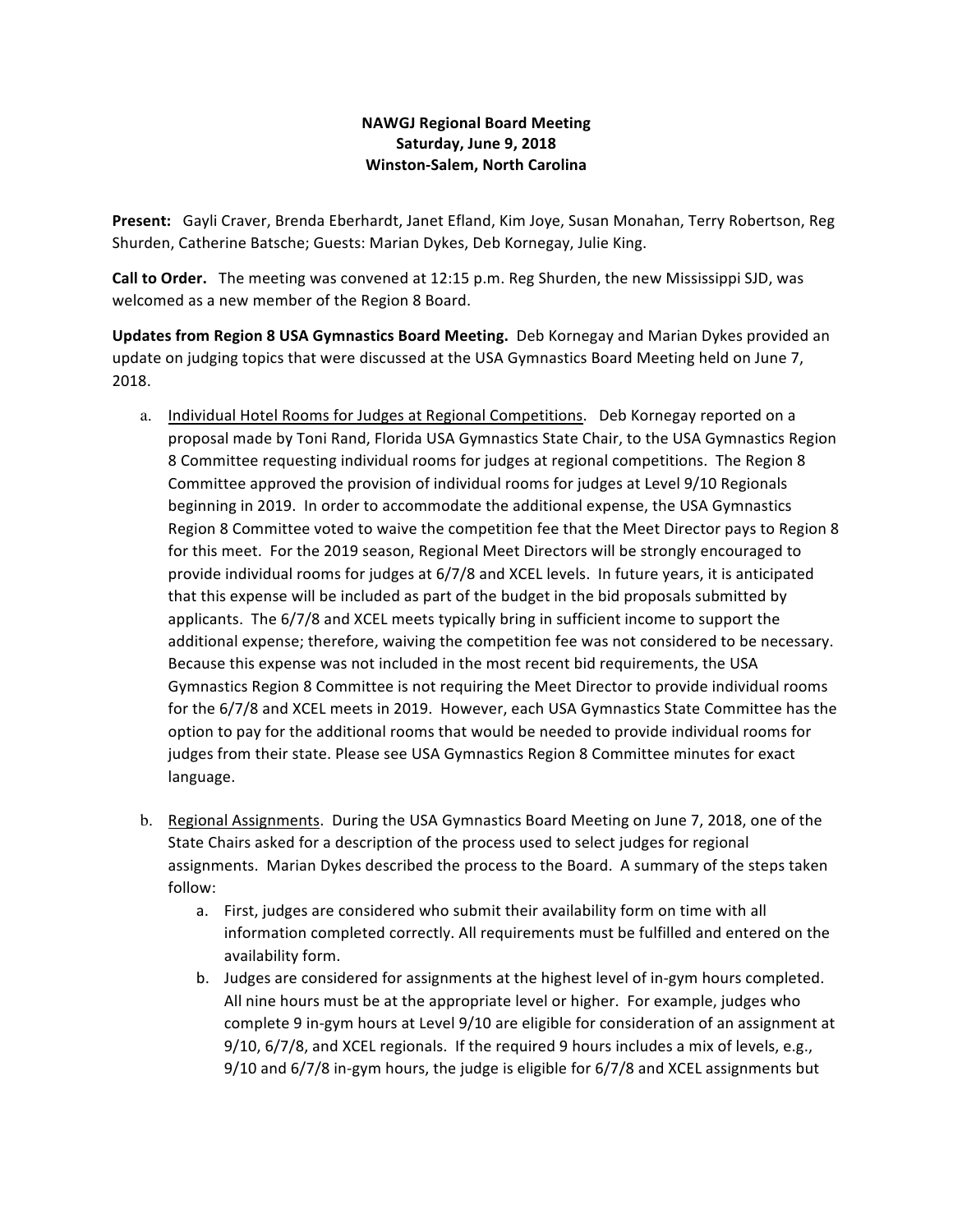**NAWGJ Regional Board Meeting**
**Saturday, June 9, 2018**
**Winston-Salem, North Carolina**

**Present:** Gayli Craver, Brenda Eberhardt, Janet Efland, Kim Joye, Susan Monahan, Terry Robertson, Reg Shurden, Catherine Batsche; Guests: Marian Dykes, Deb Kornegay, Julie King.

**Call to Order.** The meeting was convened at 12:15 p.m. Reg Shurden, the new Mississippi SJD, was welcomed as a new member of the Region 8 Board.

**Updates from Region 8 USA Gymnastics Board Meeting.** Deb Kornegay and Marian Dykes provided an update on judging topics that were discussed at the USA Gymnastics Board Meeting held on June 7, 2018.

a. Individual Hotel Rooms for Judges at Regional Competitions. Deb Kornegay reported on a proposal made by Toni Rand, Florida USA Gymnastics State Chair, to the USA Gymnastics Region 8 Committee requesting individual rooms for judges at regional competitions. The Region 8 Committee approved the provision of individual rooms for judges at Level 9/10 Regionals beginning in 2019. In order to accommodate the additional expense, the USA Gymnastics Region 8 Committee voted to waive the competition fee that the Meet Director pays to Region 8 for this meet. For the 2019 season, Regional Meet Directors will be strongly encouraged to provide individual rooms for judges at 6/7/8 and XCEL levels. In future years, it is anticipated that this expense will be included as part of the budget in the bid proposals submitted by applicants. The 6/7/8 and XCEL meets typically bring in sufficient income to support the additional expense; therefore, waiving the competition fee was not considered to be necessary. Because this expense was not included in the most recent bid requirements, the USA Gymnastics Region 8 Committee is not requiring the Meet Director to provide individual rooms for the 6/7/8 and XCEL meets in 2019. However, each USA Gymnastics State Committee has the option to pay for the additional rooms that would be needed to provide individual rooms for judges from their state. Please see USA Gymnastics Region 8 Committee minutes for exact language.

b. Regional Assignments. During the USA Gymnastics Board Meeting on June 7, 2018, one of the State Chairs asked for a description of the process used to select judges for regional assignments. Marian Dykes described the process to the Board. A summary of the steps taken follow:
   a. First, judges are considered who submit their availability form on time with all information completed correctly. All requirements must be fulfilled and entered on the availability form.
   b. Judges are considered for assignments at the highest level of in-gym hours completed. All nine hours must be at the appropriate level or higher. For example, judges who complete 9 in-gym hours at Level 9/10 are eligible for consideration of an assignment at 9/10, 6/7/8, and XCEL regionals. If the required 9 hours includes a mix of levels, e.g., 9/10 and 6/7/8 in-gym hours, the judge is eligible for 6/7/8 and XCEL assignments but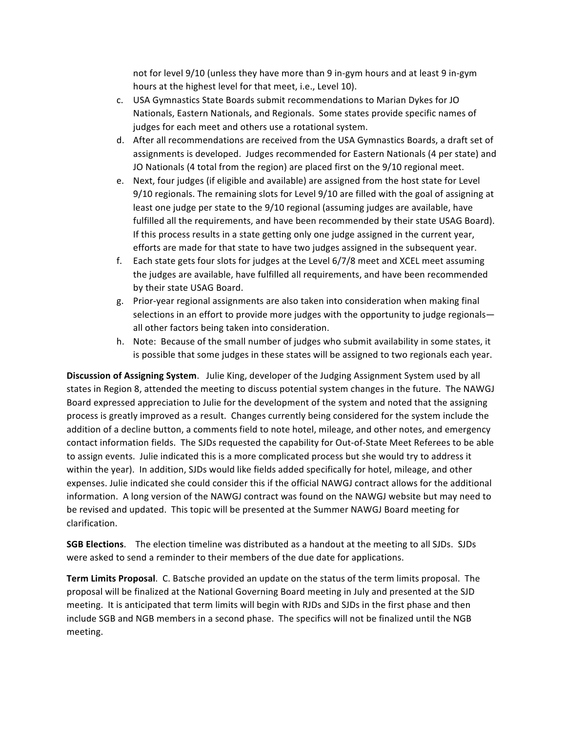not for level 9/10 (unless they have more than 9 in-gym hours and at least 9 in-gym hours at the highest level for that meet, i.e., Level 10).

c. USA Gymnastics State Boards submit recommendations to Marian Dykes for JO Nationals, Eastern Nationals, and Regionals. Some states provide specific names of judges for each meet and others use a rotational system.
d. After all recommendations are received from the USA Gymnastics Boards, a draft set of assignments is developed. Judges recommended for Eastern Nationals (4 per state) and JO Nationals (4 total from the region) are placed first on the 9/10 regional meet.
e. Next, four judges (if eligible and available) are assigned from the host state for Level 9/10 regionals. The remaining slots for Level 9/10 are filled with the goal of assigning at least one judge per state to the 9/10 regional (assuming judges are available, have fulfilled all the requirements, and have been recommended by their state USAG Board). If this process results in a state getting only one judge assigned in the current year, efforts are made for that state to have two judges assigned in the subsequent year.
f. Each state gets four slots for judges at the Level 6/7/8 meet and XCEL meet assuming the judges are available, have fulfilled all requirements, and have been recommended by their state USAG Board.
g. Prior-year regional assignments are also taken into consideration when making final selections in an effort to provide more judges with the opportunity to judge regionals—all other factors being taken into consideration.
h. Note: Because of the small number of judges who submit availability in some states, it is possible that some judges in these states will be assigned to two regionals each year.

**Discussion of Assigning System**. Julie King, developer of the Judging Assignment System used by all states in Region 8, attended the meeting to discuss potential system changes in the future. The NAWGJ Board expressed appreciation to Julie for the development of the system and noted that the assigning process is greatly improved as a result. Changes currently being considered for the system include the addition of a decline button, a comments field to note hotel, mileage, and other notes, and emergency contact information fields. The SJDs requested the capability for Out-of-State Meet Referees to be able to assign events. Julie indicated this is a more complicated process but she would try to address it within the year). In addition, SJDs would like fields added specifically for hotel, mileage, and other expenses. Julie indicated she could consider this if the official NAWGJ contract allows for the additional information. A long version of the NAWGJ contract was found on the NAWGJ website but may need to be revised and updated. This topic will be presented at the Summer NAWGJ Board meeting for clarification.

**SGB Elections**. The election timeline was distributed as a handout at the meeting to all SJDs. SJDs were asked to send a reminder to their members of the due date for applications.

**Term Limits Proposal**. C. Batsche provided an update on the status of the term limits proposal. The proposal will be finalized at the National Governing Board meeting in July and presented at the SJD meeting. It is anticipated that term limits will begin with RJDs and SJDs in the first phase and then include SGB and NGB members in a second phase. The specifics will not be finalized until the NGB meeting.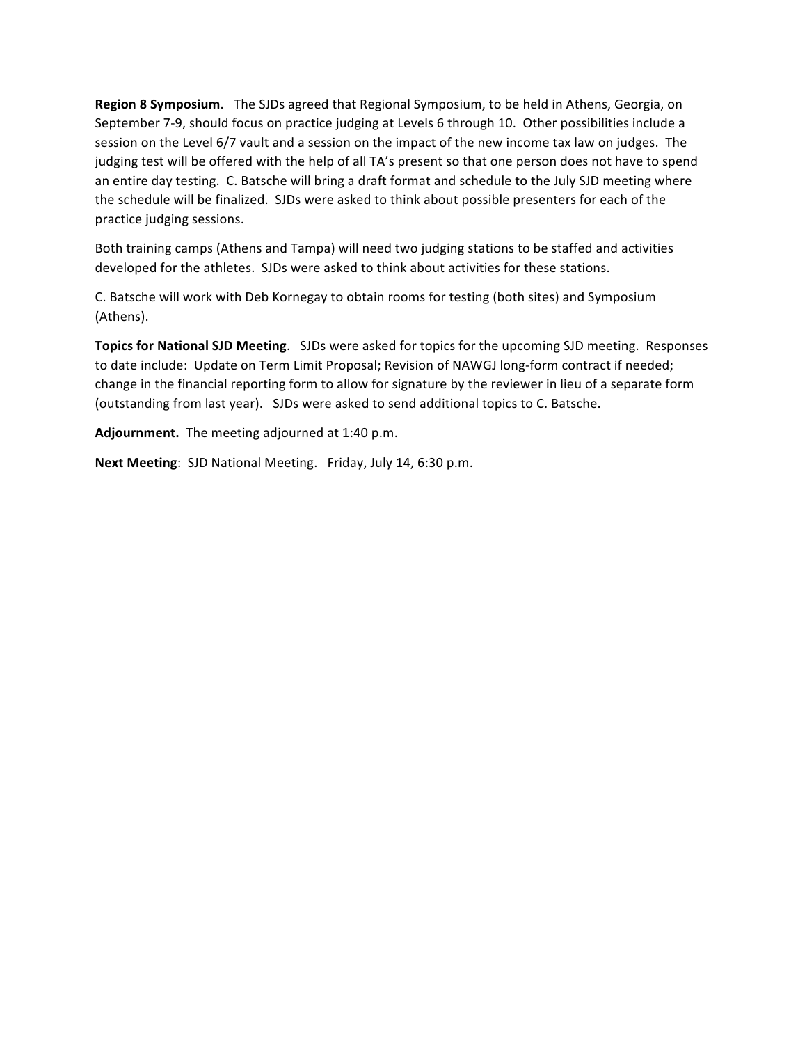**Region 8 Symposium**. The SJDs agreed that Regional Symposium, to be held in Athens, Georgia, on September 7-9, should focus on practice judging at Levels 6 through 10. Other possibilities include a session on the Level 6/7 vault and a session on the impact of the new income tax law on judges. The judging test will be offered with the help of all TA's present so that one person does not have to spend an entire day testing. C. Batsche will bring a draft format and schedule to the July SJD meeting where the schedule will be finalized. SJDs were asked to think about possible presenters for each of the practice judging sessions.

Both training camps (Athens and Tampa) will need two judging stations to be staffed and activities developed for the athletes. SJDs were asked to think about activities for these stations.

C. Batsche will work with Deb Kornegay to obtain rooms for testing (both sites) and Symposium (Athens).

**Topics for National SJD Meeting**. SJDs were asked for topics for the upcoming SJD meeting. Responses to date include: Update on Term Limit Proposal; Revision of NAWGJ long-form contract if needed; change in the financial reporting form to allow for signature by the reviewer in lieu of a separate form (outstanding from last year). SJDs were asked to send additional topics to C. Batsche.

**Adjournment.** The meeting adjourned at 1:40 p.m.

**Next Meeting**: SJD National Meeting. Friday, July 14, 6:30 p.m.